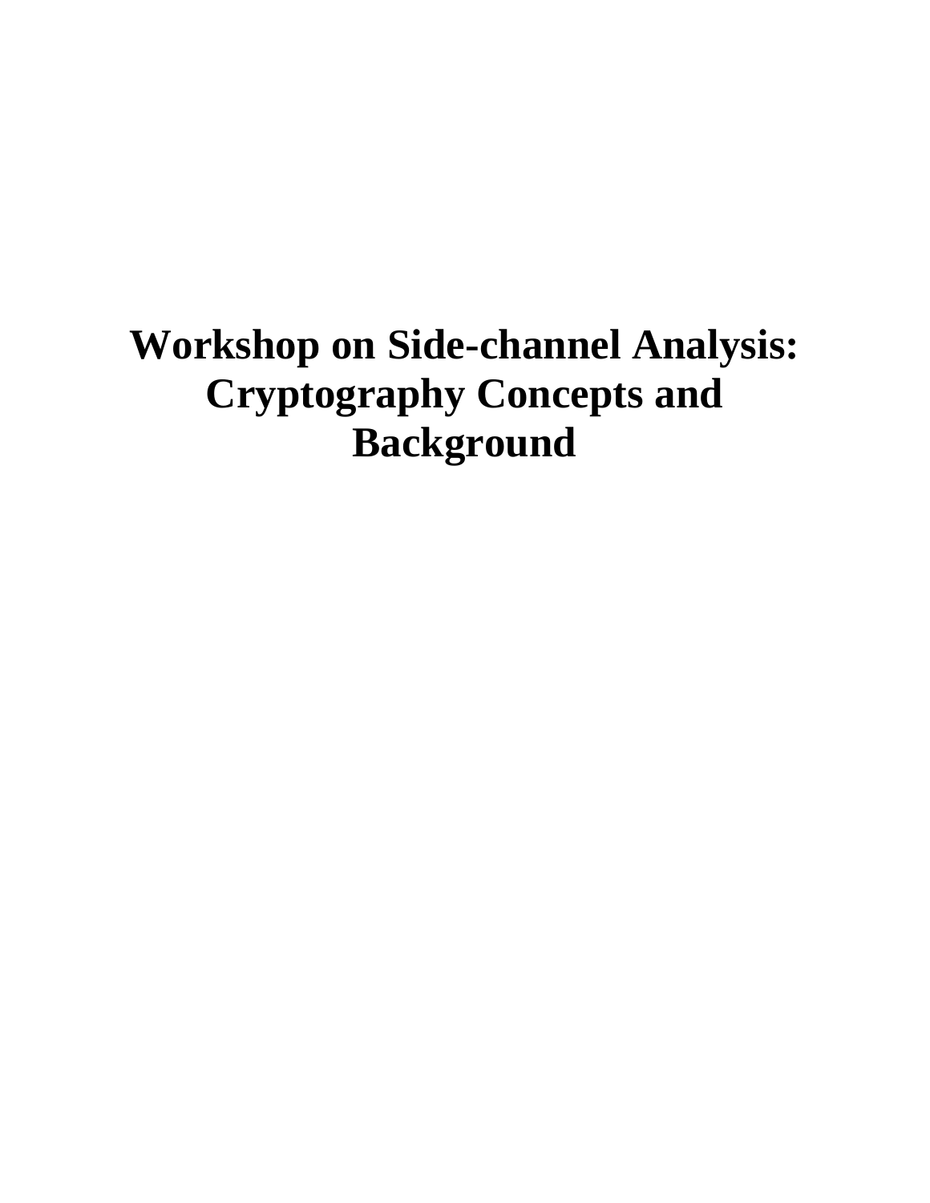# Workshop on Side-channel Analysis: Cryptography Concepts and Background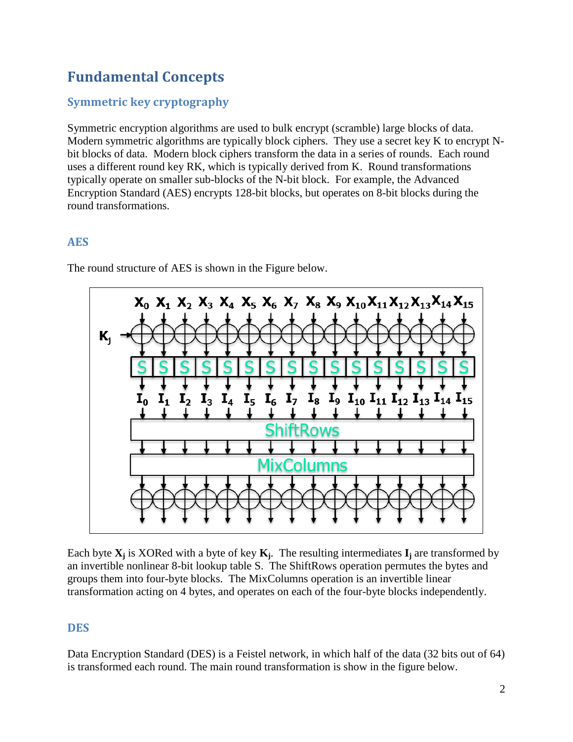# Fundamental Concepts

## Symmetric key cryptography

Symmetric encryption algorithms are used to bulk encrypt (scramble) large blocks of data. Modern symmetric algorithms are typically block ciphers. They use a secret key K to encrypt N-bit blocks of data. Modern block ciphers transform the data in a series of rounds. Each round uses a different round key RK, which is typically derived from K. Round transformations typically operate on smaller sub-blocks of the N-bit block. For example, the Advanced Encryption Standard (AES) encrypts 128-bit blocks, but operates on 8-bit blocks during the round transformations.

## AES

The round structure of AES is shown in the Figure below.

Each byte $\mathbf{X_j}$ is XORed with a byte of key $\mathbf{K_j}$. The resulting intermediates $\mathbf{I_j}$ are transformed by an invertible nonlinear 8-bit lookup table S. The ShiftRows operation permutes the bytes and groups them into four-byte blocks. The MixColumns operation is an invertible linear transformation acting on 4 bytes, and operates on each of the four-byte blocks independently.

## DES

Data Encryption Standard (DES) is a Feistel network, in which half of the data (32 bits out of 64) is transformed each round. The main round transformation is show in the figure below.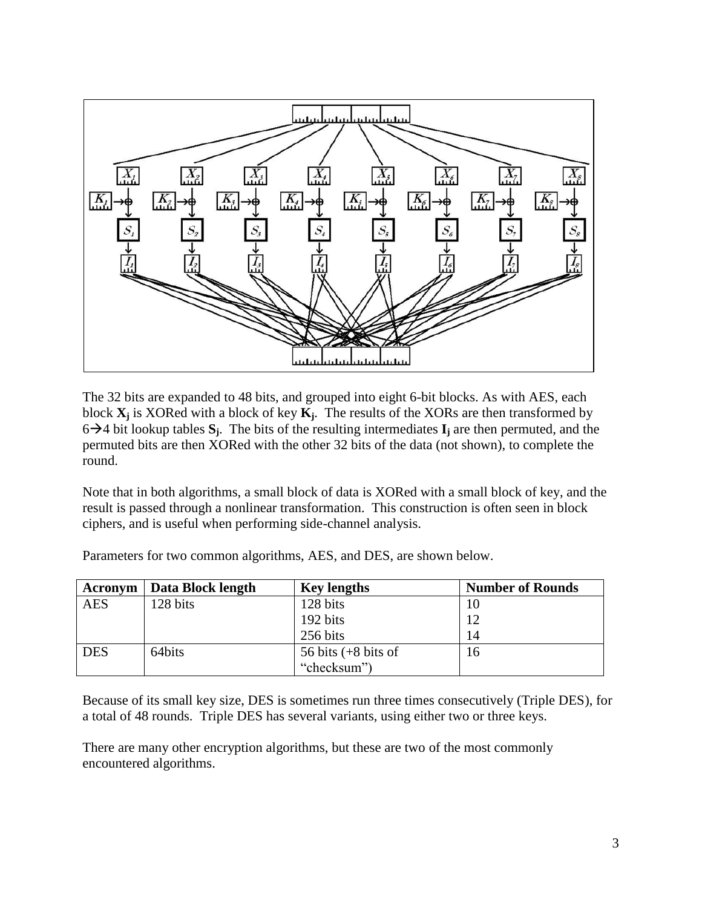The 32 bits are expanded to 48 bits, and grouped into eight 6-bit blocks. As with AES, each block $\mathbf{X_j}$ is XORed with a block of key $\mathbf{K_j}$. The results of the XORs are then transformed by 6→4 bit lookup tables $\mathbf{S_j}$. The bits of the resulting intermediates $\mathbf{I_j}$ are then permuted, and the permuted bits are then XORed with the other 32 bits of the data (not shown), to complete the round.

Note that in both algorithms, a small block of data is XORed with a small block of key, and the result is passed through a nonlinear transformation. This construction is often seen in block ciphers, and is useful when performing side-channel analysis.

Parameters for two common algorithms, AES, and DES, are shown below.

| Acronym | Data Block length | Key lengths | Number of Rounds |
|---|---|---|---|
| AES | 128 bits | 128 bits | 10 |
| | | 192 bits | 12 |
| | | 256 bits | 14 |
| DES | 64bits | 56 bits (+8 bits of "checksum") | 16 |

Because of its small key size, DES is sometimes run three times consecutively (Triple DES), for a total of 48 rounds. Triple DES has several variants, using either two or three keys.

There are many other encryption algorithms, but these are two of the most commonly encountered algorithms.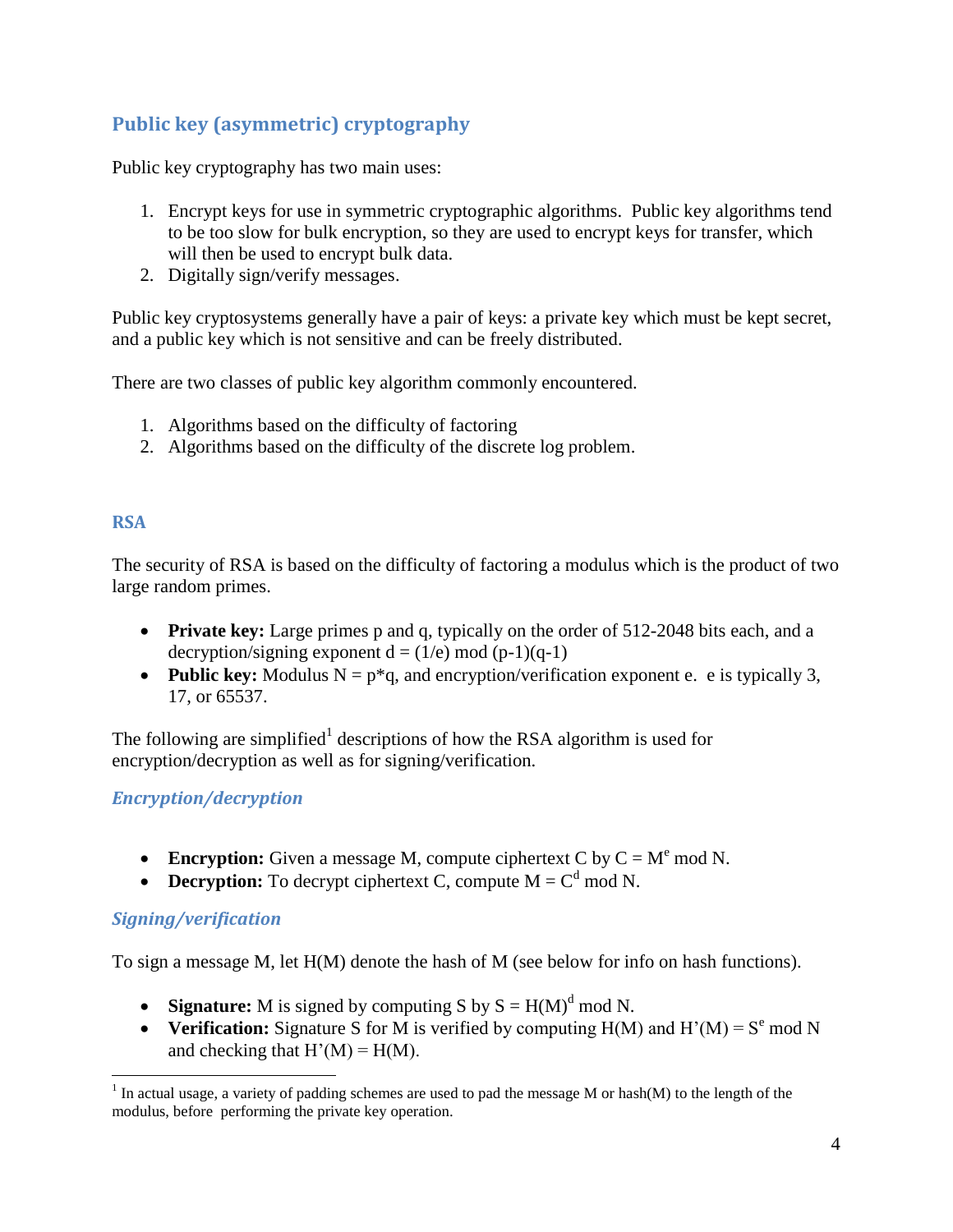## Public key (asymmetric) cryptography

Public key cryptography has two main uses:

1. Encrypt keys for use in symmetric cryptographic algorithms. Public key algorithms tend to be too slow for bulk encryption, so they are used to encrypt keys for transfer, which will then be used to encrypt bulk data.
2. Digitally sign/verify messages.

Public key cryptosystems generally have a pair of keys: a private key which must be kept secret, and a public key which is not sensitive and can be freely distributed.

There are two classes of public key algorithm commonly encountered.

1. Algorithms based on the difficulty of factoring
2. Algorithms based on the difficulty of the discrete log problem.

### RSA

The security of RSA is based on the difficulty of factoring a modulus which is the product of two large random primes.

- **Private key:** Large primes p and q, typically on the order of 512-2048 bits each, and a decryption/signing exponent $d = (1/e) \bmod (p-1)(q-1)$
- **Public key:** Modulus $N = p*q$, and encryption/verification exponent e. e is typically 3, 17, or 65537.

The following are simplified[1] descriptions of how the RSA algorithm is used for encryption/decryption as well as for signing/verification.

#### *Encryption/decryption*

- **Encryption:** Given a message M, compute ciphertext C by $C = M^e \bmod N$.
- **Decryption:** To decrypt ciphertext C, compute $M = C^d \bmod N$.

#### *Signing/verification*

To sign a message M, let H(M) denote the hash of M (see below for info on hash functions).

- **Signature:** M is signed by computing S by $S = H(M)^d \bmod N$.
- **Verification:** Signature S for M is verified by computing H(M) and $H'(M) = S^e \bmod N$ and checking that $H'(M) = H(M)$.

---

[1] In actual usage, a variety of padding schemes are used to pad the message M or hash(M) to the length of the modulus, before performing the private key operation.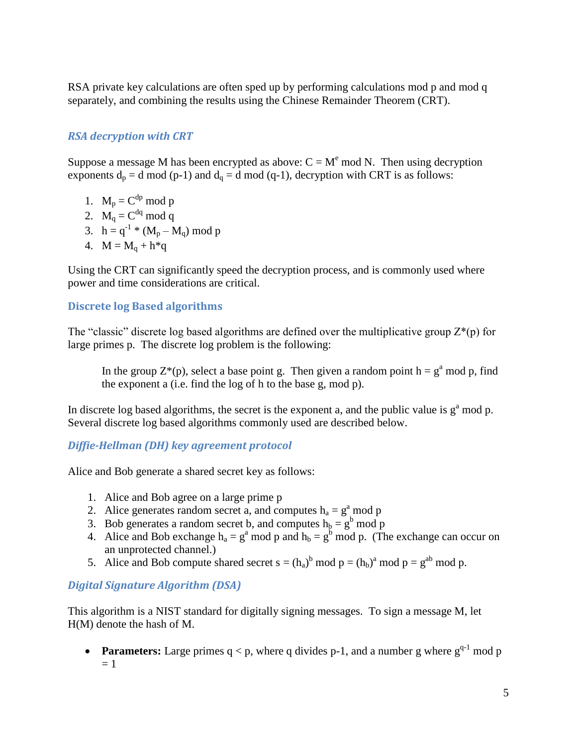RSA private key calculations are often sped up by performing calculations mod p and mod q separately, and combining the results using the Chinese Remainder Theorem (CRT).

### *RSA decryption with CRT*

Suppose a message M has been encrypted as above: $C = M^e \bmod N$. Then using decryption exponents $d_p = d \bmod (p-1)$ and $d_q = d \bmod (q-1)$, decryption with CRT is as follows:

1. $M_p = C^{dp} \bmod p$
2. $M_q = C^{dq} \bmod q$
3. $h = q^{-1} * (M_p – M_q) \bmod p$
4. $M = M_q + h*q$

Using the CRT can significantly speed the decryption process, and is commonly used where power and time considerations are critical.

## Discrete log Based algorithms

The "classic" discrete log based algorithms are defined over the multiplicative group Z*(p) for large primes p. The discrete log problem is the following:

> In the group Z*(p), select a base point g. Then given a random point $h = g^a \bmod p$, find the exponent a (i.e. find the log of h to the base g, mod p).

In discrete log based algorithms, the secret is the exponent a, and the public value is $g^a \bmod p$. Several discrete log based algorithms commonly used are described below.

### *Diffie-Hellman (DH) key agreement protocol*

Alice and Bob generate a shared secret key as follows:

1. Alice and Bob agree on a large prime p
2. Alice generates random secret a, and computes $h_a = g^a \bmod p$
3. Bob generates a random secret b, and computes $h_b = g^b \bmod p$
4. Alice and Bob exchange $h_a = g^a \bmod p$ and $h_b = g^b \bmod p$. (The exchange can occur on an unprotected channel.)
5. Alice and Bob compute shared secret $s = (h_a)^b \bmod p = (h_b)^a \bmod p = g^{ab} \bmod p$.

### *Digital Signature Algorithm (DSA)*

This algorithm is a NIST standard for digitally signing messages. To sign a message M, let H(M) denote the hash of M.

- **Parameters:** Large primes q < p, where q divides p-1, and a number g where $g^{q-1} \bmod p = 1$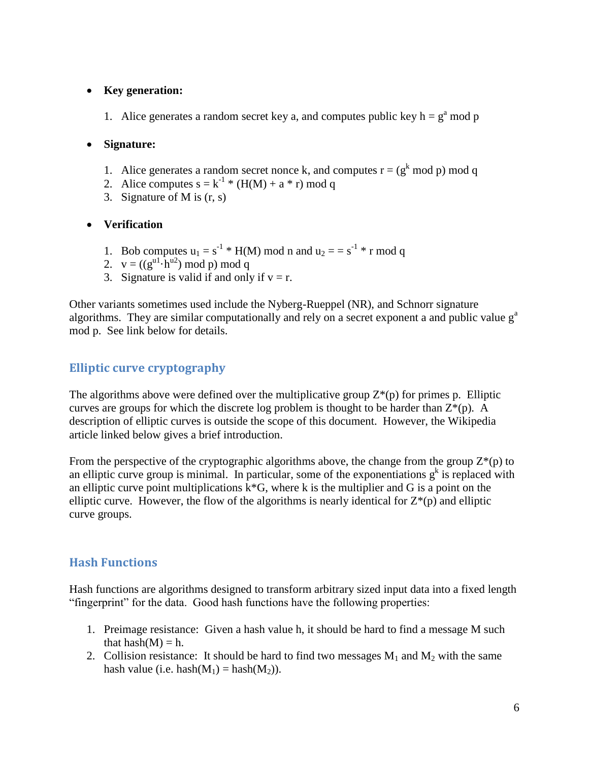- **Key generation:**

  1. Alice generates a random secret key a, and computes public key $h = g^a \bmod p$

- **Signature:**

  1. Alice generates a random secret nonce k, and computes $r = (g^k \bmod p) \bmod q$
  2. Alice computes $s = k^{-1} * (H(M) + a * r) \bmod q$
  3. Signature of M is (r, s)

- **Verification**

  1. Bob computes $u_1 = s^{-1} * H(M) \bmod n$ and $u_2 = = s^{-1} * r \bmod q$
  2. $v = ((g^{u1} \cdot h^{u2}) \bmod p) \bmod q$
  3. Signature is valid if and only if v = r.

Other variants sometimes used include the Nyberg-Rueppel (NR), and Schnorr signature algorithms. They are similar computationally and rely on a secret exponent a and public value $g^a \bmod p$. See link below for details.

## Elliptic curve cryptography

The algorithms above were defined over the multiplicative group Z*(p) for primes p. Elliptic curves are groups for which the discrete log problem is thought to be harder than Z*(p). A description of elliptic curves is outside the scope of this document. However, the Wikipedia article linked below gives a brief introduction.

From the perspective of the cryptographic algorithms above, the change from the group Z*(p) to an elliptic curve group is minimal. In particular, some of the exponentiations $g^k$ is replaced with an elliptic curve point multiplications k*G, where k is the multiplier and G is a point on the elliptic curve. However, the flow of the algorithms is nearly identical for Z*(p) and elliptic curve groups.

## Hash Functions

Hash functions are algorithms designed to transform arbitrary sized input data into a fixed length "fingerprint" for the data. Good hash functions have the following properties:

1. Preimage resistance: Given a hash value h, it should be hard to find a message M such that hash(M) = h.
2. Collision resistance: It should be hard to find two messages $M_1$ and $M_2$ with the same hash value (i.e. $hash(M_1) = hash(M_2)$).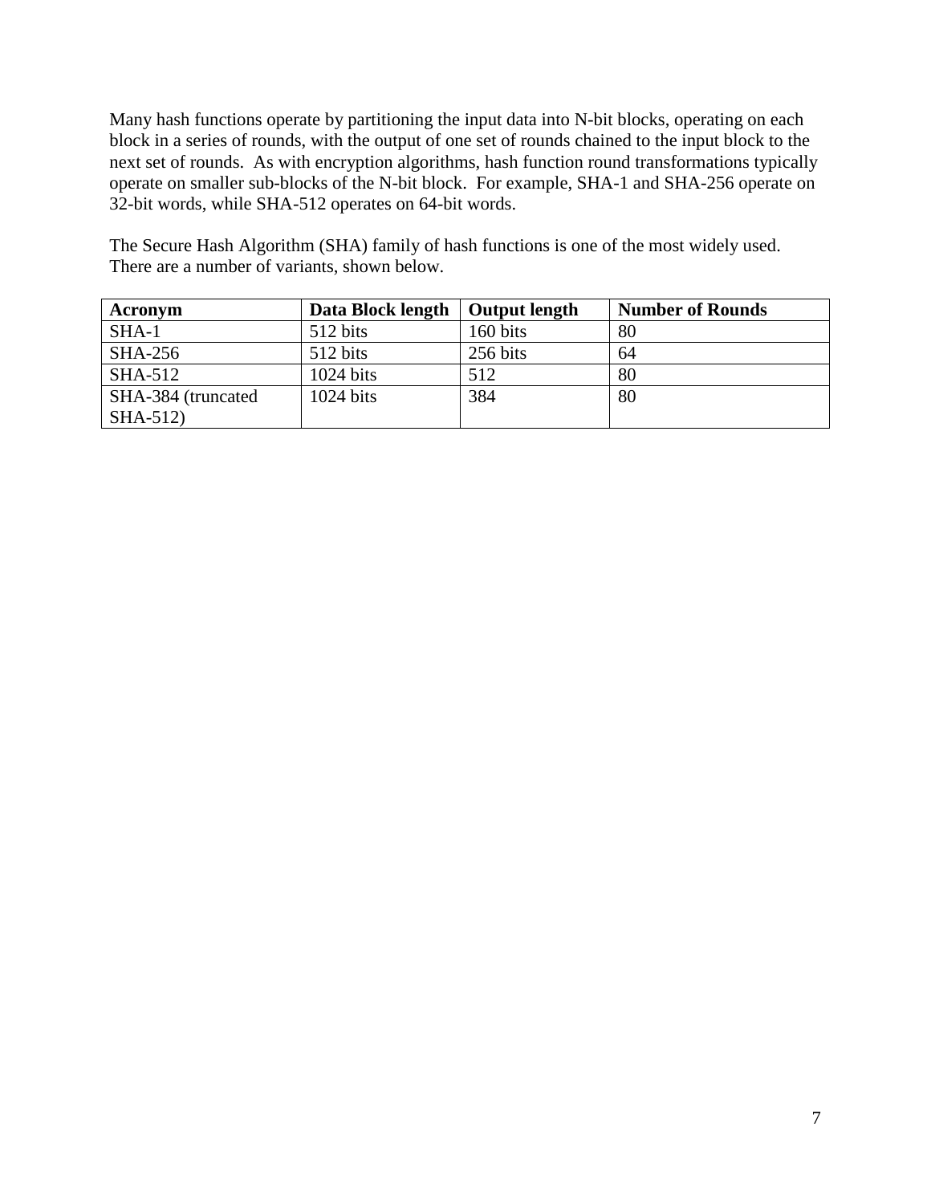Many hash functions operate by partitioning the input data into N-bit blocks, operating on each block in a series of rounds, with the output of one set of rounds chained to the input block to the next set of rounds. As with encryption algorithms, hash function round transformations typically operate on smaller sub-blocks of the N-bit block. For example, SHA-1 and SHA-256 operate on 32-bit words, while SHA-512 operates on 64-bit words.

The Secure Hash Algorithm (SHA) family of hash functions is one of the most widely used. There are a number of variants, shown below.

| **Acronym** | **Data Block length** | **Output length** | **Number of Rounds** |
|---|---|---|---|
| SHA-1 | 512 bits | 160 bits | 80 |
| SHA-256 | 512 bits | 256 bits | 64 |
| SHA-512 | 1024 bits | 512 | 80 |
| SHA-384 (truncated SHA-512) | 1024 bits | 384 | 80 |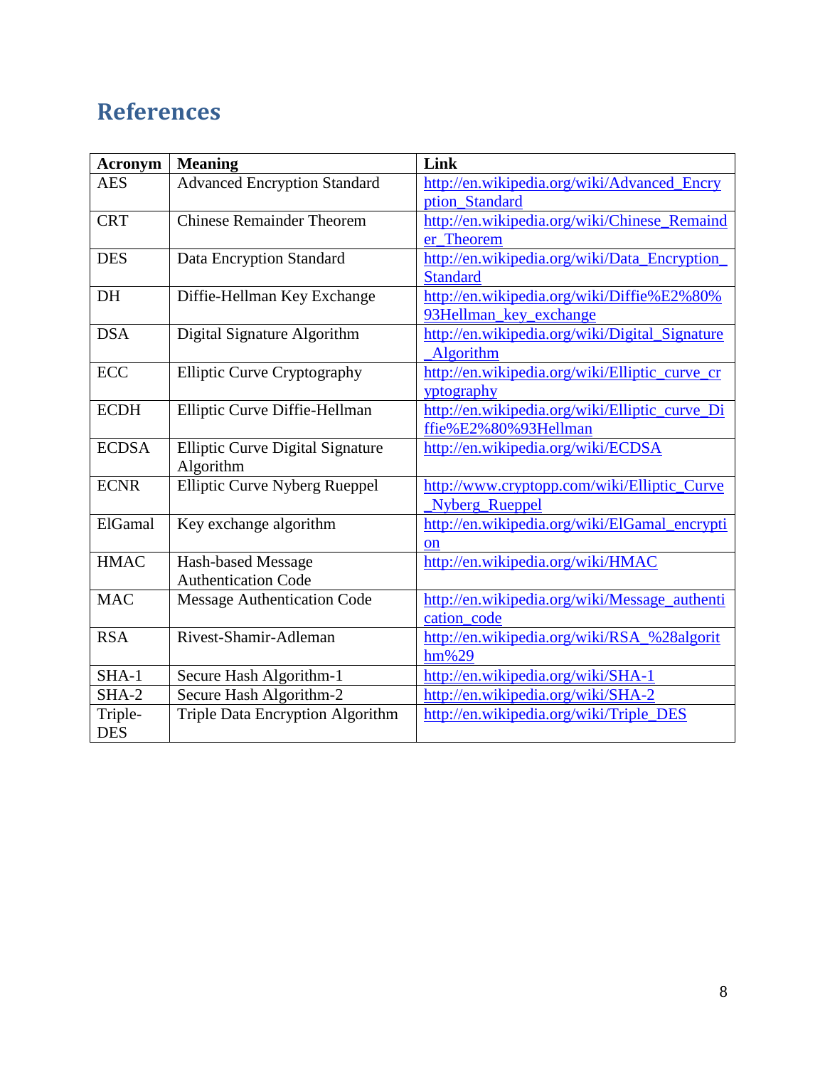# References

| Acronym | Meaning | Link |
|---|---|---|
| AES | Advanced Encryption Standard | http://en.wikipedia.org/wiki/Advanced_Encryption_Standard |
| CRT | Chinese Remainder Theorem | http://en.wikipedia.org/wiki/Chinese_Remainder_Theorem |
| DES | Data Encryption Standard | http://en.wikipedia.org/wiki/Data_Encryption_Standard |
| DH | Diffie-Hellman Key Exchange | http://en.wikipedia.org/wiki/Diffie%E2%80%93Hellman_key_exchange |
| DSA | Digital Signature Algorithm | http://en.wikipedia.org/wiki/Digital_Signature_Algorithm |
| ECC | Elliptic Curve Cryptography | http://en.wikipedia.org/wiki/Elliptic_curve_cryptography |
| ECDH | Elliptic Curve Diffie-Hellman | http://en.wikipedia.org/wiki/Elliptic_curve_Diffie%E2%80%93Hellman |
| ECDSA | Elliptic Curve Digital Signature Algorithm | http://en.wikipedia.org/wiki/ECDSA |
| ECNR | Elliptic Curve Nyberg Rueppel | http://www.cryptopp.com/wiki/Elliptic_Curve_Nyberg_Rueppel |
| ElGamal | Key exchange algorithm | http://en.wikipedia.org/wiki/ElGamal_encryption |
| HMAC | Hash-based Message Authentication Code | http://en.wikipedia.org/wiki/HMAC |
| MAC | Message Authentication Code | http://en.wikipedia.org/wiki/Message_authentication_code |
| RSA | Rivest-Shamir-Adleman | http://en.wikipedia.org/wiki/RSA_%28algorithm%29 |
| SHA-1 | Secure Hash Algorithm-1 | http://en.wikipedia.org/wiki/SHA-1 |
| SHA-2 | Secure Hash Algorithm-2 | http://en.wikipedia.org/wiki/SHA-2 |
| Triple-DES | Triple Data Encryption Algorithm | http://en.wikipedia.org/wiki/Triple_DES |